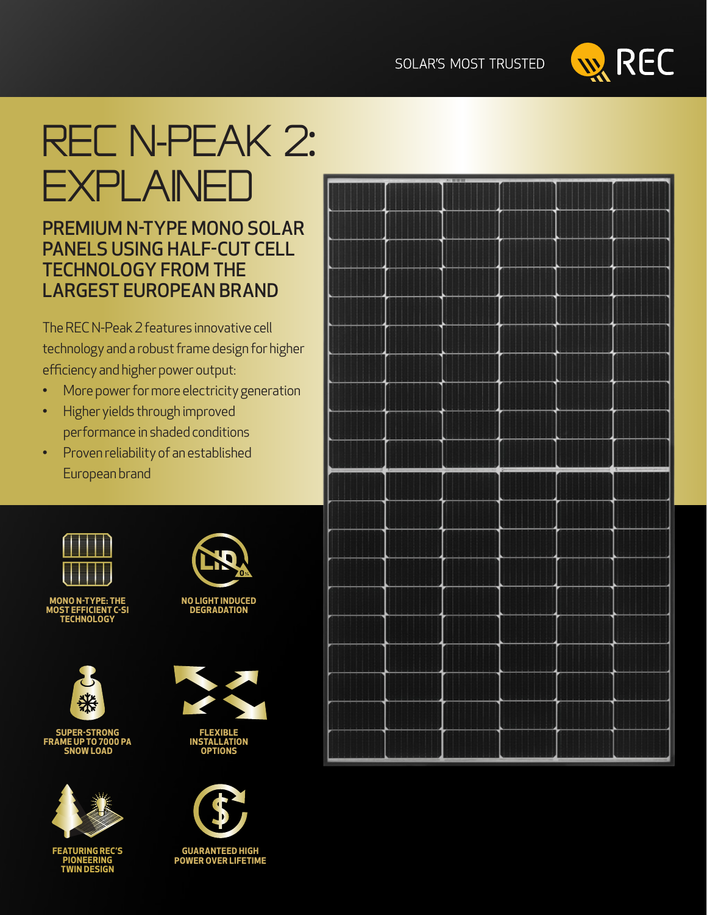SOLAR'S MOST TRUSTED

REC

# REC N-PEAK 2: EXPLAINED

## PREMIUM N-TYPE MONO SOLAR PANELS USING HALF-CUT CELL TECHNOLOGY FROM THE LARGEST EUROPEAN BRAND

The REC N-Peak 2 features innovative cell technology and a robust frame design for higher efficiency and higher power output:

- More power for more electricity generation
- Higher yields through improved performance in shaded conditions
- Proven reliability of an established European brand

**MONO N-TYPE: THE MOST EFFICIENT C-SI TECHNOLOGY**

**NO LIGHT INDUCED DEGRADATION**

**SUPER-STRONG FRAME UP TO 7000 PA SNOW LOAD**

**FLEXIBLE INSTALLATION OPTIONS**

**FEATURING REC'S PIONEERING TWIN DESIGN**

**GUARANTEED HIGH POWER OVER LIFETIME**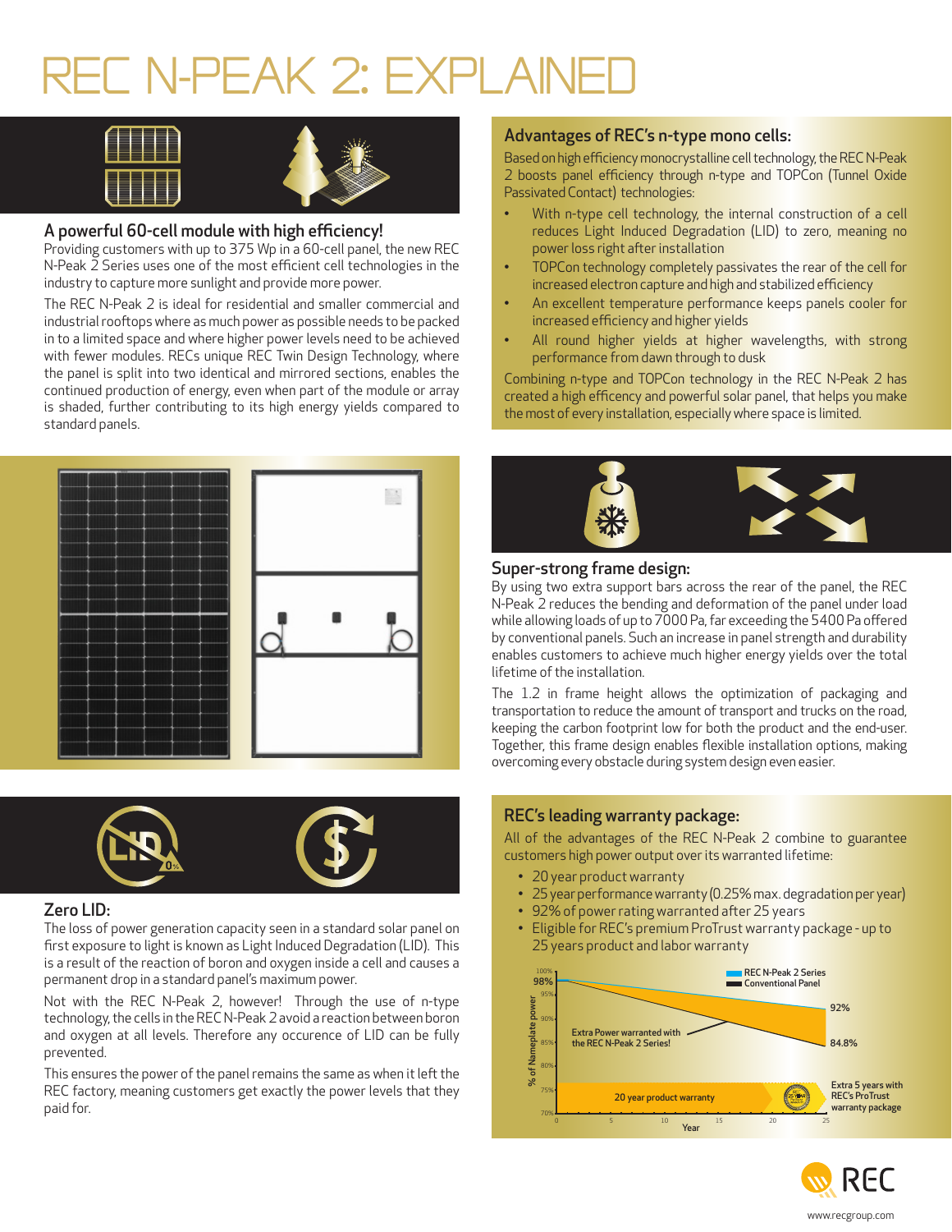// REC N-PEAK 2: EXPLAINED

## A powerful 60-cell module with high efficiency!

Providing customers with up to 375 Wp in a 60-cell panel, the new REC N-Peak 2 Series uses one of the most efficient cell technologies in the industry to capture more sunlight and provide more power.

The REC N-Peak 2 is ideal for residential and smaller commercial and industrial rooftops where as much power as possible needs to be packed in to a limited space and where higher power levels need to be achieved with fewer modules. RECs unique REC Twin Design Technology, where the panel is split into two identical and mirrored sections, enables the continued production of energy, even when part of the module or array is shaded, further contributing to its high energy yields compared to standard panels.

## Zero LID:

The loss of power generation capacity seen in a standard solar panel on first exposure to light is known as Light Induced Degradation (LID). This is a result of the reaction of boron and oxygen inside a cell and causes a permanent drop in a standard panel's maximum power.

Not with the REC N-Peak 2, however! Through the use of n-type technology, the cells in the REC N-Peak 2 avoid a reaction between boron and oxygen at all levels. Therefore any occurence of LID can be fully prevented.

This ensures the power of the panel remains the same as when it left the REC factory, meaning customers get exactly the power levels that they paid for.

## Advantages of REC's n-type mono cells:

Based on high efficiency monocrystalline cell technology, the REC N-Peak 2 boosts panel efficiency through n-type and TOPCon (Tunnel Oxide Passivated Contact) technologies:

- With n-type cell technology, the internal construction of a cell reduces Light Induced Degradation (LID) to zero, meaning no power loss right after installation
- TOPCon technology completely passivates the rear of the cell for increased electron capture and high and stabilized efficiency
- An excellent temperature performance keeps panels cooler for increased efficiency and higher yields
- All round higher yields at higher wavelengths, with strong performance from dawn through to dusk

Combining n-type and TOPCon technology in the REC N-Peak 2 has created a high efficency and powerful solar panel, that helps you make the most of every installation, especially where space is limited.

## Super-strong frame design:

By using two extra support bars across the rear of the panel, the REC N-Peak 2 reduces the bending and deformation of the panel under load while allowing loads of up to 7000 Pa, far exceeding the 5400 Pa offered by conventional panels. Such an increase in panel strength and durability enables customers to achieve much higher energy yields over the total lifetime of the installation.

The 1.2 in frame height allows the optimization of packaging and transportation to reduce the amount of transport and trucks on the road, keeping the carbon footprint low for both the product and the end-user. Together, this frame design enables flexible installation options, making overcoming every obstacle during system design even easier.

## REC's leading warranty package:

All of the advantages of the REC N-Peak 2 combine to guarantee customers high power output over its warranted lifetime:

- 20 year product warranty
- 25 year performance warranty (0.25% max. degradation per year)
- 92% of power rating warranted after 25 years
- Eligible for REC's premium ProTrust warranty package - up to 25 years product and labor warranty

REC N-Peak 2 Series
Conventional Panel
% of Nameplate power
100%
98%
95%
90%
85%
80%
75%
70%
92%
84.8%
Extra Power warranted with the REC N-Peak 2 Series!
20 year product warranty
Extra 5 years with REC's ProTrust warranty package
0 5 10 15 20 25
Year

www.recgroup.com